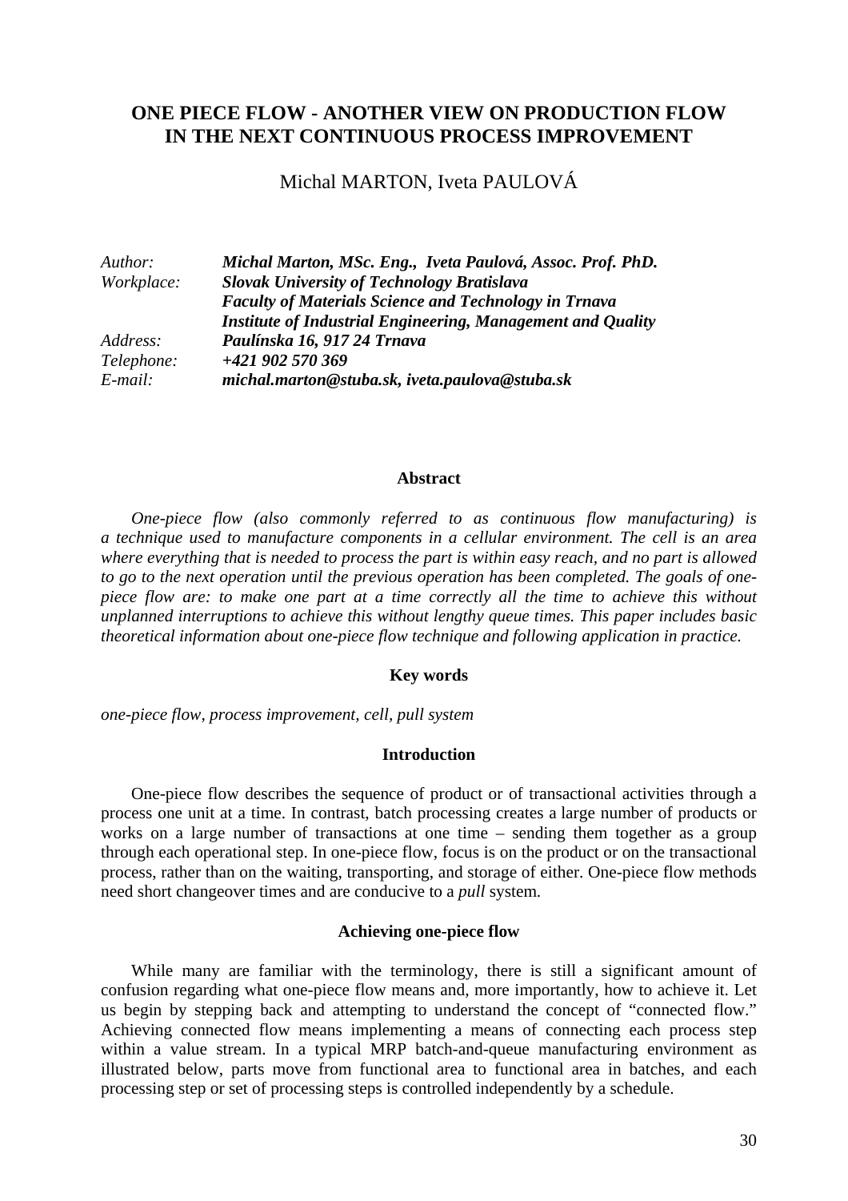# ONE PIECE FLOW - ANOTHER VIEW ON PRODUCTION FLOW IN THE NEXT CONTINUOUS PROCESS IMPROVEMENT

Michal MARTON, Iveta PAULOVÁ

*Author:* ***Michal Marton, MSc. Eng., Iveta Paulová, Assoc. Prof. PhD.***
*Workplace:* ***Slovak University of Technology Bratislava***
***Faculty of Materials Science and Technology in Trnava***
***Institute of Industrial Engineering, Management and Quality***
*Address:* ***Paulínska 16, 917 24 Trnava***
*Telephone:* ***+421 902 570 369***
*E-mail:* ***michal.marton@stuba.sk, iveta.paulova@stuba.sk***

## Abstract

*One-piece flow (also commonly referred to as continuous flow manufacturing) is a technique used to manufacture components in a cellular environment. The cell is an area where everything that is needed to process the part is within easy reach, and no part is allowed to go to the next operation until the previous operation has been completed. The goals of one-piece flow are: to make one part at a time correctly all the time to achieve this without unplanned interruptions to achieve this without lengthy queue times. This paper includes basic theoretical information about one-piece flow technique and following application in practice.*

## Key words

*one-piece flow, process improvement, cell, pull system*

## Introduction

One-piece flow describes the sequence of product or of transactional activities through a process one unit at a time. In contrast, batch processing creates a large number of products or works on a large number of transactions at one time – sending them together as a group through each operational step. In one-piece flow, focus is on the product or on the transactional process, rather than on the waiting, transporting, and storage of either. One-piece flow methods need short changeover times and are conducive to a *pull* system.

## Achieving one-piece flow

While many are familiar with the terminology, there is still a significant amount of confusion regarding what one-piece flow means and, more importantly, how to achieve it. Let us begin by stepping back and attempting to understand the concept of "connected flow." Achieving connected flow means implementing a means of connecting each process step within a value stream. In a typical MRP batch-and-queue manufacturing environment as illustrated below, parts move from functional area to functional area in batches, and each processing step or set of processing steps is controlled independently by a schedule.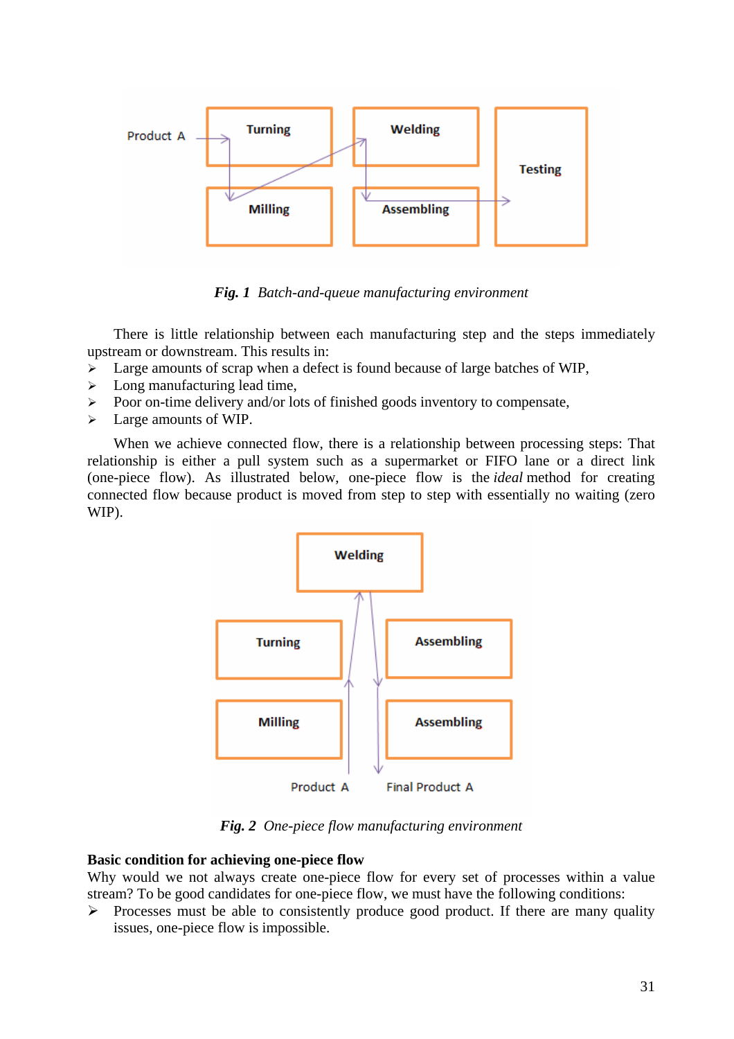*Fig. 1 Batch-and-queue manufacturing environment*

There is little relationship between each manufacturing step and the steps immediately upstream or downstream. This results in:

- Large amounts of scrap when a defect is found because of large batches of WIP,
- Long manufacturing lead time,
- Poor on-time delivery and/or lots of finished goods inventory to compensate,
- Large amounts of WIP.

When we achieve connected flow, there is a relationship between processing steps: That relationship is either a pull system such as a supermarket or FIFO lane or a direct link (one-piece flow). As illustrated below, one-piece flow is the *ideal* method for creating connected flow because product is moved from step to step with essentially no waiting (zero WIP).

*Fig. 2 One-piece flow manufacturing environment*

**Basic condition for achieving one-piece flow**

Why would we not always create one-piece flow for every set of processes within a value stream? To be good candidates for one-piece flow, we must have the following conditions:

- Processes must be able to consistently produce good product. If there are many quality issues, one-piece flow is impossible.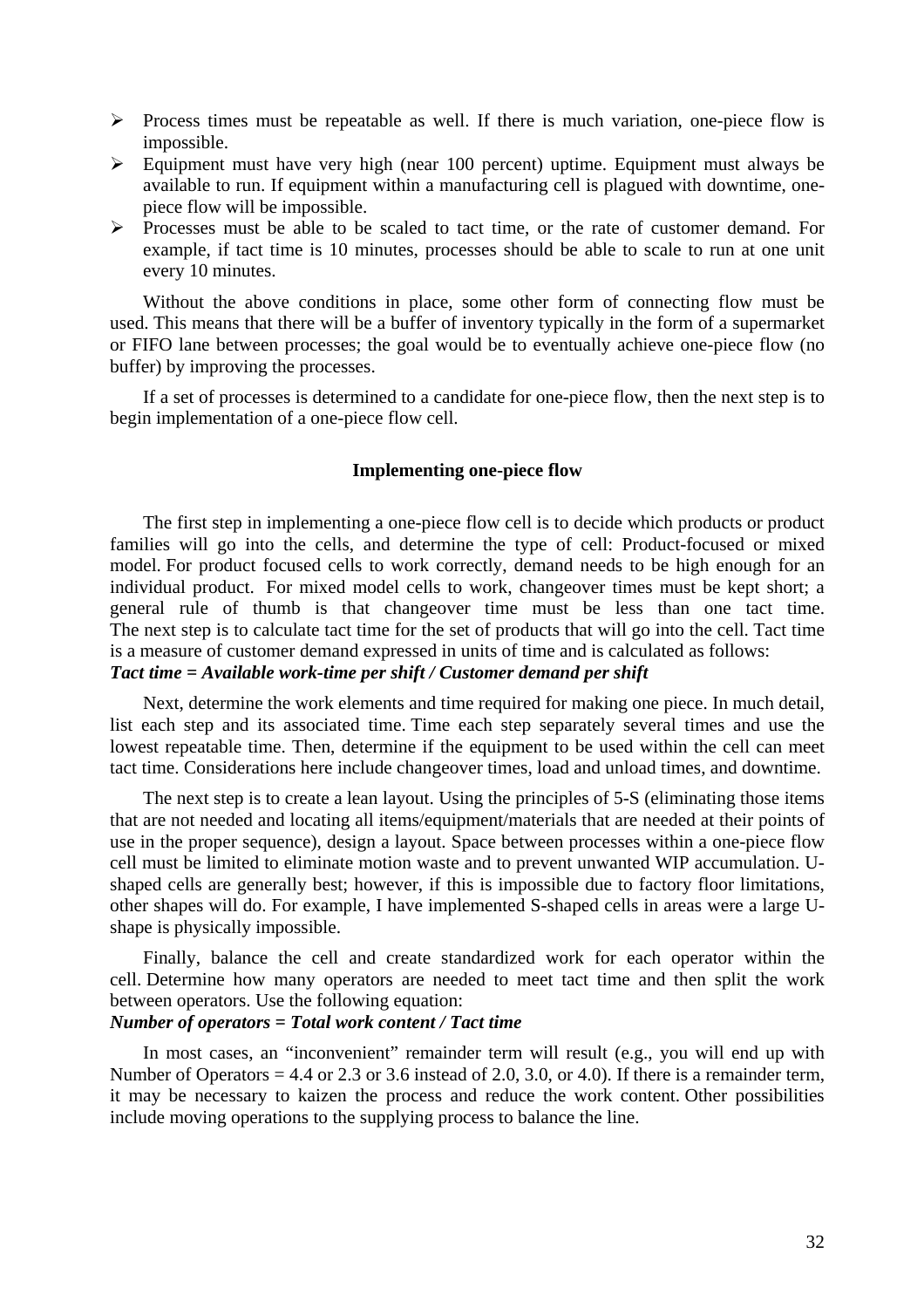- Process times must be repeatable as well. If there is much variation, one-piece flow is impossible.
- Equipment must have very high (near 100 percent) uptime. Equipment must always be available to run. If equipment within a manufacturing cell is plagued with downtime, one-piece flow will be impossible.
- Processes must be able to be scaled to tact time, or the rate of customer demand. For example, if tact time is 10 minutes, processes should be able to scale to run at one unit every 10 minutes.

Without the above conditions in place, some other form of connecting flow must be used. This means that there will be a buffer of inventory typically in the form of a supermarket or FIFO lane between processes; the goal would be to eventually achieve one-piece flow (no buffer) by improving the processes.

If a set of processes is determined to a candidate for one-piece flow, then the next step is to begin implementation of a one-piece flow cell.

## Implementing one-piece flow

The first step in implementing a one-piece flow cell is to decide which products or product families will go into the cells, and determine the type of cell: Product-focused or mixed model. For product focused cells to work correctly, demand needs to be high enough for an individual product. For mixed model cells to work, changeover times must be kept short; a general rule of thumb is that changeover time must be less than one tact time. The next step is to calculate tact time for the set of products that will go into the cell. Tact time is a measure of customer demand expressed in units of time and is calculated as follows:
***Tact time = Available work-time per shift / Customer demand per shift***

Next, determine the work elements and time required for making one piece. In much detail, list each step and its associated time. Time each step separately several times and use the lowest repeatable time. Then, determine if the equipment to be used within the cell can meet tact time. Considerations here include changeover times, load and unload times, and downtime.

The next step is to create a lean layout. Using the principles of 5-S (eliminating those items that are not needed and locating all items/equipment/materials that are needed at their points of use in the proper sequence), design a layout. Space between processes within a one-piece flow cell must be limited to eliminate motion waste and to prevent unwanted WIP accumulation. U-shaped cells are generally best; however, if this is impossible due to factory floor limitations, other shapes will do. For example, I have implemented S-shaped cells in areas were a large U-shape is physically impossible.

Finally, balance the cell and create standardized work for each operator within the cell. Determine how many operators are needed to meet tact time and then split the work between operators. Use the following equation:
***Number of operators = Total work content / Tact time***

In most cases, an "inconvenient" remainder term will result (e.g., you will end up with Number of Operators = 4.4 or 2.3 or 3.6 instead of 2.0, 3.0, or 4.0). If there is a remainder term, it may be necessary to kaizen the process and reduce the work content. Other possibilities include moving operations to the supplying process to balance the line.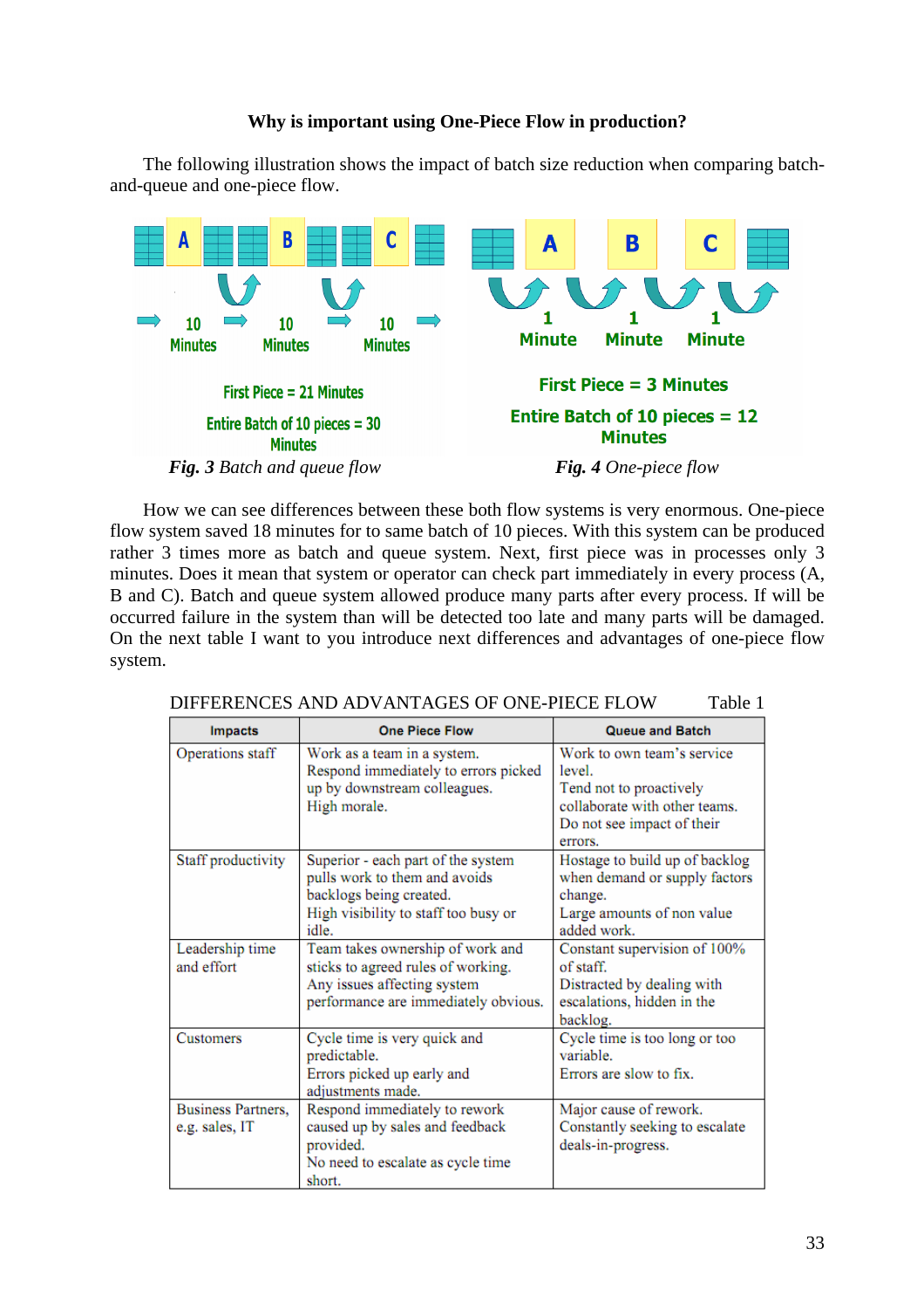### Why is important using One-Piece Flow in production?

The following illustration shows the impact of batch size reduction when comparing batch-and-queue and one-piece flow.

A → B → C
10 Minutes, 10 Minutes, 10 Minutes

First Piece = 21 Minutes

Entire Batch of 10 pieces = 30 Minutes

***Fig. 3*** *Batch and queue flow*

A → B → C
1 Minute, 1 Minute, 1 Minute

First Piece = 3 Minutes

Entire Batch of 10 pieces = 12 Minutes

***Fig. 4*** *One-piece flow*

How we can see differences between these both flow systems is very enormous. One-piece flow system saved 18 minutes for to same batch of 10 pieces. With this system can be produced rather 3 times more as batch and queue system. Next, first piece was in processes only 3 minutes. Does it mean that system or operator can check part immediately in every process (A, B and C). Batch and queue system allowed produce many parts after every process. If will be occurred failure in the system than will be detected too late and many parts will be damaged. On the next table I want to you introduce next differences and advantages of one-piece flow system.

DIFFERENCES AND ADVANTAGES OF ONE-PIECE FLOW Table 1

| Impacts | One Piece Flow | Queue and Batch |
|---|---|---|
| Operations staff | Work as a team in a system. Respond immediately to errors picked up by downstream colleagues. High morale. | Work to own team's service level. Tend not to proactively collaborate with other teams. Do not see impact of their errors. |
| Staff productivity | Superior - each part of the system pulls work to them and avoids backlogs being created. High visibility to staff too busy or idle. | Hostage to build up of backlog when demand or supply factors change. Large amounts of non value added work. |
| Leadership time and effort | Team takes ownership of work and sticks to agreed rules of working. Any issues affecting system performance are immediately obvious. | Constant supervision of 100% of staff. Distracted by dealing with escalations, hidden in the backlog. |
| Customers | Cycle time is very quick and predictable. Errors picked up early and adjustments made. | Cycle time is too long or too variable. Errors are slow to fix. |
| Business Partners, e.g. sales, IT | Respond immediately to rework caused up by sales and feedback provided. No need to escalate as cycle time short. | Major cause of rework. Constantly seeking to escalate deals-in-progress. |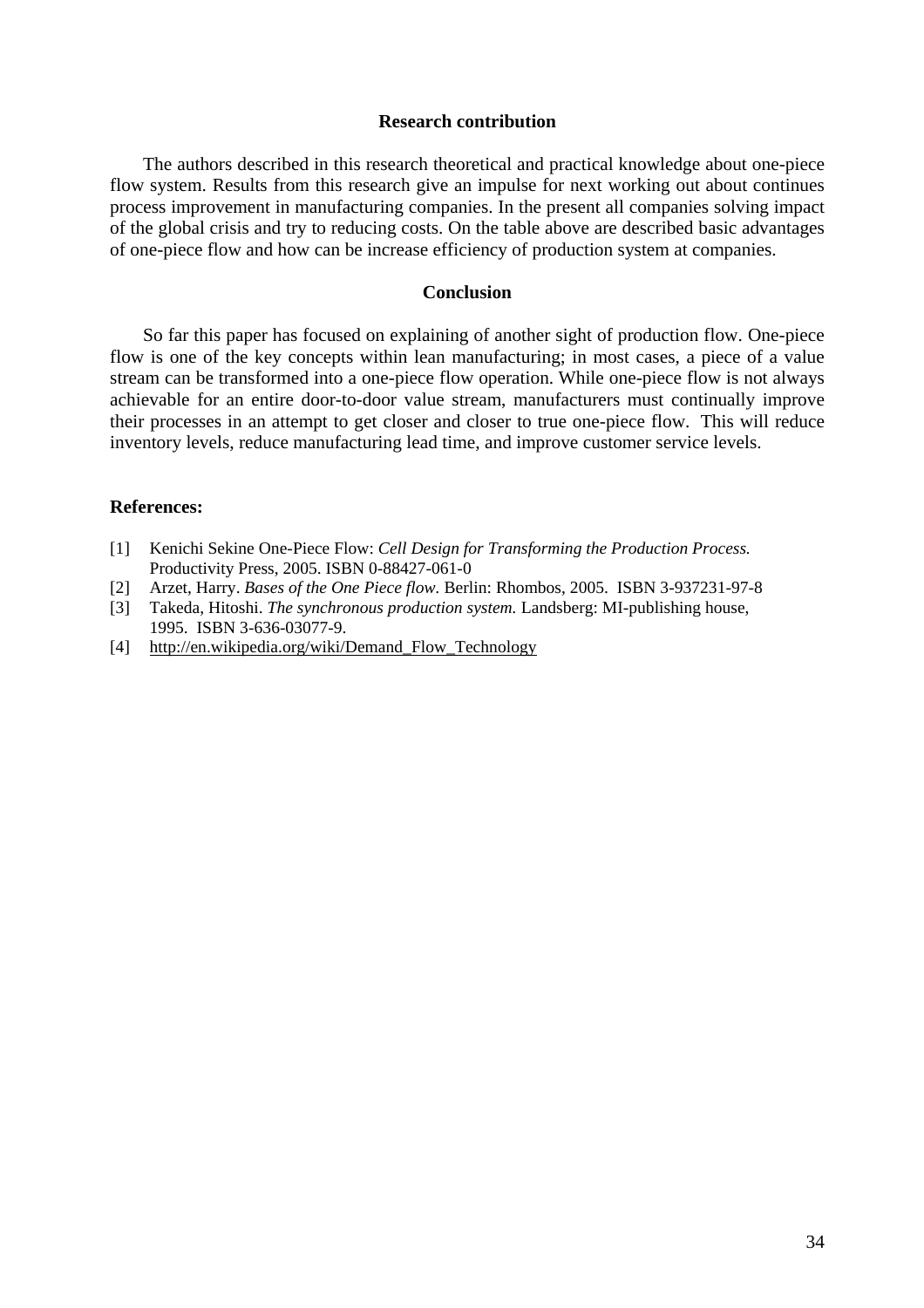## Research contribution

The authors described in this research theoretical and practical knowledge about one-piece flow system. Results from this research give an impulse for next working out about continues process improvement in manufacturing companies. In the present all companies solving impact of the global crisis and try to reducing costs. On the table above are described basic advantages of one-piece flow and how can be increase efficiency of production system at companies.

## Conclusion

So far this paper has focused on explaining of another sight of production flow. One-piece flow is one of the key concepts within lean manufacturing; in most cases, a piece of a value stream can be transformed into a one-piece flow operation. While one-piece flow is not always achievable for an entire door-to-door value stream, manufacturers must continually improve their processes in an attempt to get closer and closer to true one-piece flow. This will reduce inventory levels, reduce manufacturing lead time, and improve customer service levels.

**References:**

[1] Kenichi Sekine One-Piece Flow: *Cell Design for Transforming the Production Process.* Productivity Press, 2005. ISBN 0-88427-061-0

[2] Arzet, Harry. *Bases of the One Piece flow*. Berlin: Rhombos, 2005. ISBN 3-937231-97-8

[3] Takeda, Hitoshi. *The synchronous production system.* Landsberg: MI-publishing house, 1995. ISBN 3-636-03077-9.

[4] http://en.wikipedia.org/wiki/Demand_Flow_Technology